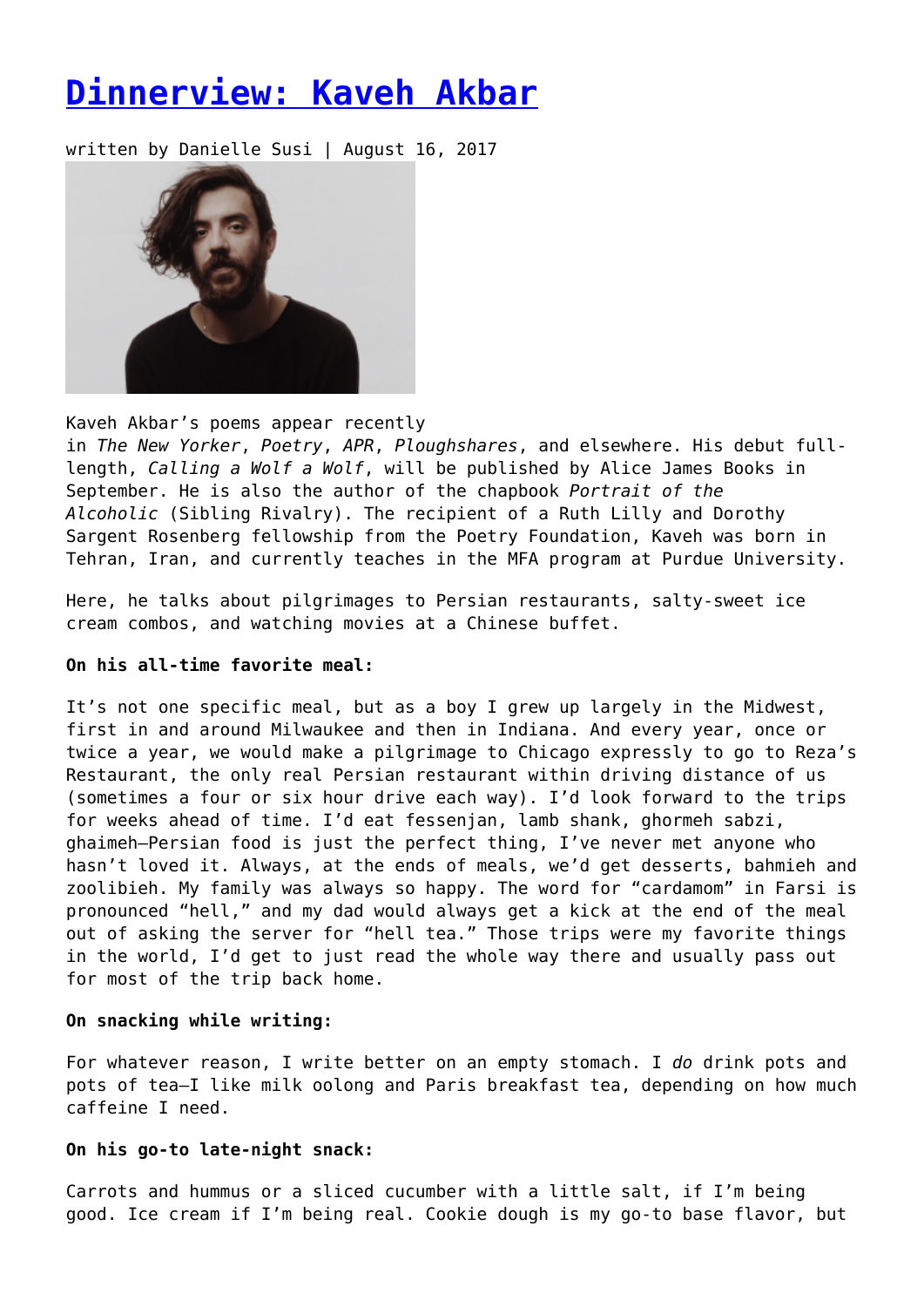# [Dinnerview: Kaveh Akbar]()

written by Danielle Susi | August 16, 2017

Kaveh Akbar's poems appear recently in *The New Yorker*, *Poetry*, *APR*, *Ploughshares*, and elsewhere. His debut full-length, *Calling a Wolf a Wolf*, will be published by Alice James Books in September. He is also the author of the chapbook *Portrait of the Alcoholic* (Sibling Rivalry). The recipient of a Ruth Lilly and Dorothy Sargent Rosenberg fellowship from the Poetry Foundation, Kaveh was born in Tehran, Iran, and currently teaches in the MFA program at Purdue University.

Here, he talks about pilgrimages to Persian restaurants, salty-sweet ice cream combos, and watching movies at a Chinese buffet.

**On his all-time favorite meal:**

It's not one specific meal, but as a boy I grew up largely in the Midwest, first in and around Milwaukee and then in Indiana. And every year, once or twice a year, we would make a pilgrimage to Chicago expressly to go to Reza's Restaurant, the only real Persian restaurant within driving distance of us (sometimes a four or six hour drive each way). I'd look forward to the trips for weeks ahead of time. I'd eat fessenjan, lamb shank, ghormeh sabzi, ghaimeh—Persian food is just the perfect thing, I've never met anyone who hasn't loved it. Always, at the ends of meals, we'd get desserts, bahmieh and zoolibieh. My family was always so happy. The word for "cardamom" in Farsi is pronounced "hell," and my dad would always get a kick at the end of the meal out of asking the server for "hell tea." Those trips were my favorite things in the world, I'd get to just read the whole way there and usually pass out for most of the trip back home.

**On snacking while writing:**

For whatever reason, I write better on an empty stomach. I *do* drink pots and pots of tea—I like milk oolong and Paris breakfast tea, depending on how much caffeine I need.

**On his go-to late-night snack:**

Carrots and hummus or a sliced cucumber with a little salt, if I'm being good. Ice cream if I'm being real. Cookie dough is my go-to base flavor, but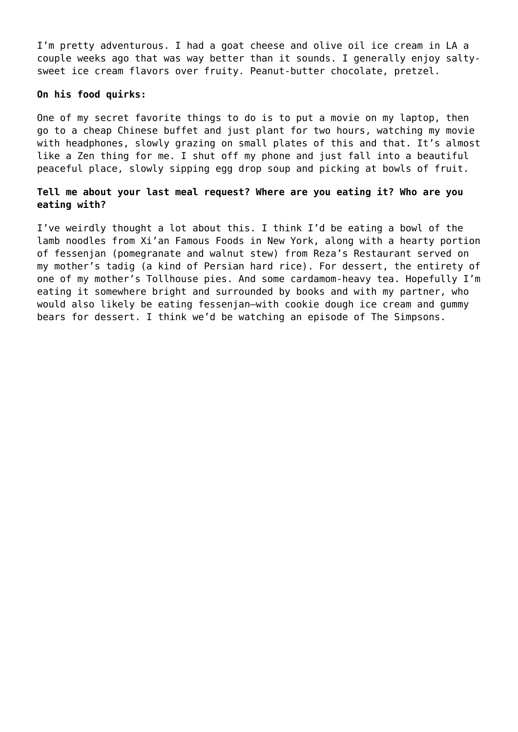I’m pretty adventurous. I had a goat cheese and olive oil ice cream in LA a couple weeks ago that was way better than it sounds. I generally enjoy salty-sweet ice cream flavors over fruity. Peanut-butter chocolate, pretzel.

**On his food quirks:**

One of my secret favorite things to do is to put a movie on my laptop, then go to a cheap Chinese buffet and just plant for two hours, watching my movie with headphones, slowly grazing on small plates of this and that. It’s almost like a Zen thing for me. I shut off my phone and just fall into a beautiful peaceful place, slowly sipping egg drop soup and picking at bowls of fruit.

**Tell me about your last meal request? Where are you eating it? Who are you eating with?**

I’ve weirdly thought a lot about this. I think I’d be eating a bowl of the lamb noodles from Xi’an Famous Foods in New York, along with a hearty portion of fessenjan (pomegranate and walnut stew) from Reza’s Restaurant served on my mother’s tadig (a kind of Persian hard rice). For dessert, the entirety of one of my mother’s Tollhouse pies. And some cardamom-heavy tea. Hopefully I’m eating it somewhere bright and surrounded by books and with my partner, who would also likely be eating fessenjan—with cookie dough ice cream and gummy bears for dessert. I think we’d be watching an episode of The Simpsons.